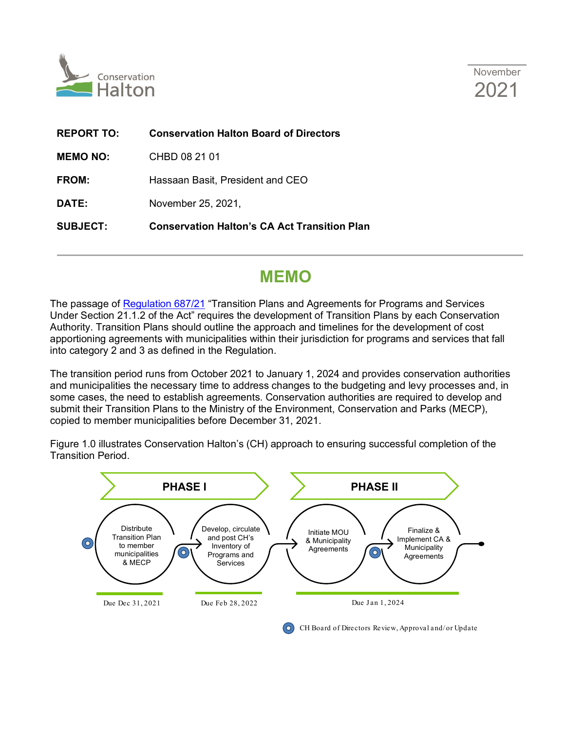Conservation Halton

November 2021

| | |
|---|---|
| **REPORT TO:** | **Conservation Halton Board of Directors** |
| **MEMO NO:** | CHBD 08 21 01 |
| **FROM:** | Hassaan Basit, President and CEO |
| **DATE:** | November 25, 2021, |
| **SUBJECT:** | **Conservation Halton's CA Act Transition Plan** |

# MEMO

The passage of [Regulation 687/21](Regulation 687/21) "Transition Plans and Agreements for Programs and Services Under Section 21.1.2 of the Act" requires the development of Transition Plans by each Conservation Authority. Transition Plans should outline the approach and timelines for the development of cost apportioning agreements with municipalities within their jurisdiction for programs and services that fall into category 2 and 3 as defined in the Regulation.

The transition period runs from October 2021 to January 1, 2024 and provides conservation authorities and municipalities the necessary time to address changes to the budgeting and levy processes and, in some cases, the need to establish agreements. Conservation authorities are required to develop and submit their Transition Plans to the Ministry of the Environment, Conservation and Parks (MECP), copied to member municipalities before December 31, 2021.

Figure 1.0 illustrates Conservation Halton's (CH) approach to ensuring successful completion of the Transition Period.

**PHASE I**

- Distribute Transition Plan to member municipalities & MECP — Due Dec 31, 2021
- Develop, circulate and post CH's Inventory of Programs and Services — Due Feb 28, 2022

**PHASE II**

- Initiate MOU & Municipality Agreements
- Finalize & Implement CA & Municipality Agreements

Due Jan 1, 2024

◉ CH Board of Directors Review, Approval and/or Update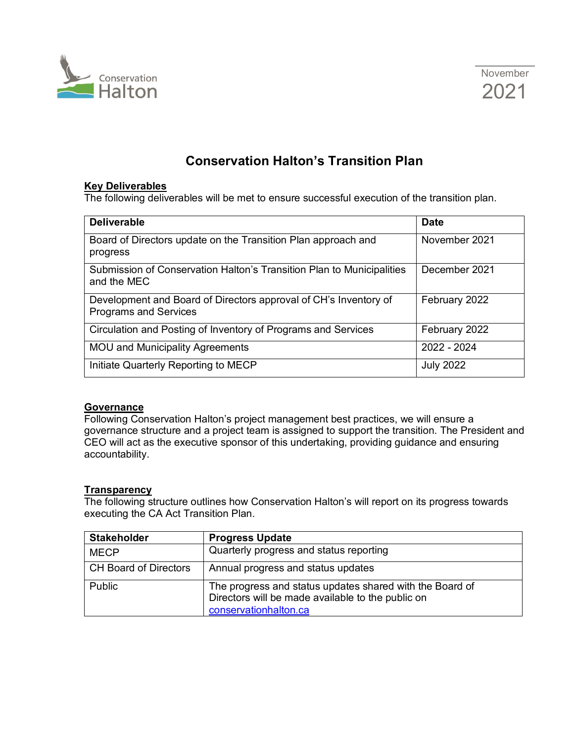Conservation Halton

November
2021

# Conservation Halton's Transition Plan

**Key Deliverables**
The following deliverables will be met to ensure successful execution of the transition plan.

| Deliverable | Date |
|---|---|
| Board of Directors update on the Transition Plan approach and progress | November 2021 |
| Submission of Conservation Halton's Transition Plan to Municipalities and the MEC | December 2021 |
| Development and Board of Directors approval of CH's Inventory of Programs and Services | February 2022 |
| Circulation and Posting of Inventory of Programs and Services | February 2022 |
| MOU and Municipality Agreements | 2022 - 2024 |
| Initiate Quarterly Reporting to MECP | July 2022 |

**Governance**
Following Conservation Halton's project management best practices, we will ensure a governance structure and a project team is assigned to support the transition. The President and CEO will act as the executive sponsor of this undertaking, providing guidance and ensuring accountability.

**Transparency**
The following structure outlines how Conservation Halton's will report on its progress towards executing the CA Act Transition Plan.

| Stakeholder | Progress Update |
|---|---|
| MECP | Quarterly progress and status reporting |
| CH Board of Directors | Annual progress and status updates |
| Public | The progress and status updates shared with the Board of Directors will be made available to the public on conservationhalton.ca |